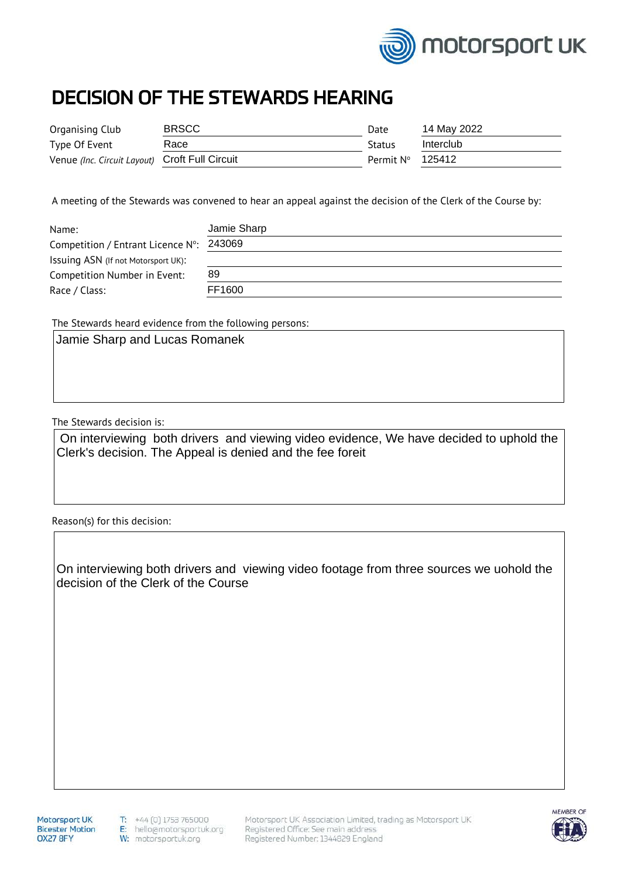# DECISION OF THE STEWARDS HEARING

| | | | |
|---|---|---|---|
| Organising Club | BRSCC | Date | 14 May 2022 |
| Type Of Event | Race | Status | Interclub |
| Venue *(Inc. Circuit Layout)* | Croft Full Circuit | Permit N° | 125412 |

A meeting of the Stewards was convened to hear an appeal against the decision of the Clerk of the Course by:

| | |
|---|---|
| Name: | Jamie Sharp |
| Competition / Entrant Licence N°: | 243069 |
| Issuing ASN (If not Motorsport UK): | |
| Competition Number in Event: | 89 |
| Race / Class: | FF1600 |

The Stewards heard evidence from the following persons:

Jamie Sharp and Lucas Romanek

The Stewards decision is:

On interviewing both drivers and viewing video evidence, We have decided to uphold the Clerk's decision. The Appeal is denied and the fee foreit

Reason(s) for this decision:

On interviewing both drivers and viewing video footage from three sources we uohold the decision of the Clerk of the Course

Motorsport UK
Bicester Motion
OX27 8FY

T: +44 (0) 1753 765000
E: hello@motorsportuk.org
W: motorsportuk.org

Motorsport UK Association Limited, trading as Motorsport UK
Registered Office: See main address
Registered Number: 1344829 England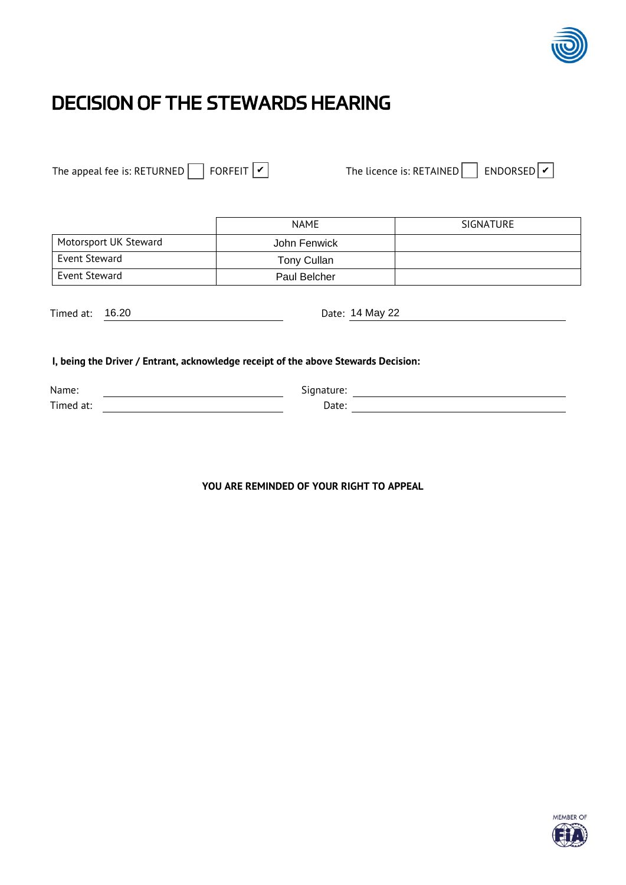# DECISION OF THE STEWARDS HEARING

The appeal fee is: RETURNED ☐ FORFEIT ☑

The licence is: RETAINED ☐ ENDORSED ☑

| | NAME | SIGNATURE |
|---|---|---|
| Motorsport UK Steward | John Fenwick | |
| Event Steward | Tony Cullan | |
| Event Steward | Paul Belcher | |

Timed at: 16.20

Date: 14 May 22

**I, being the Driver / Entrant, acknowledge receipt of the above Stewards Decision:**

Name: ____________________

Signature: ____________________

Timed at: ____________________

Date: ____________________

**YOU ARE REMINDED OF YOUR RIGHT TO APPEAL**

MEMBER OF FIA